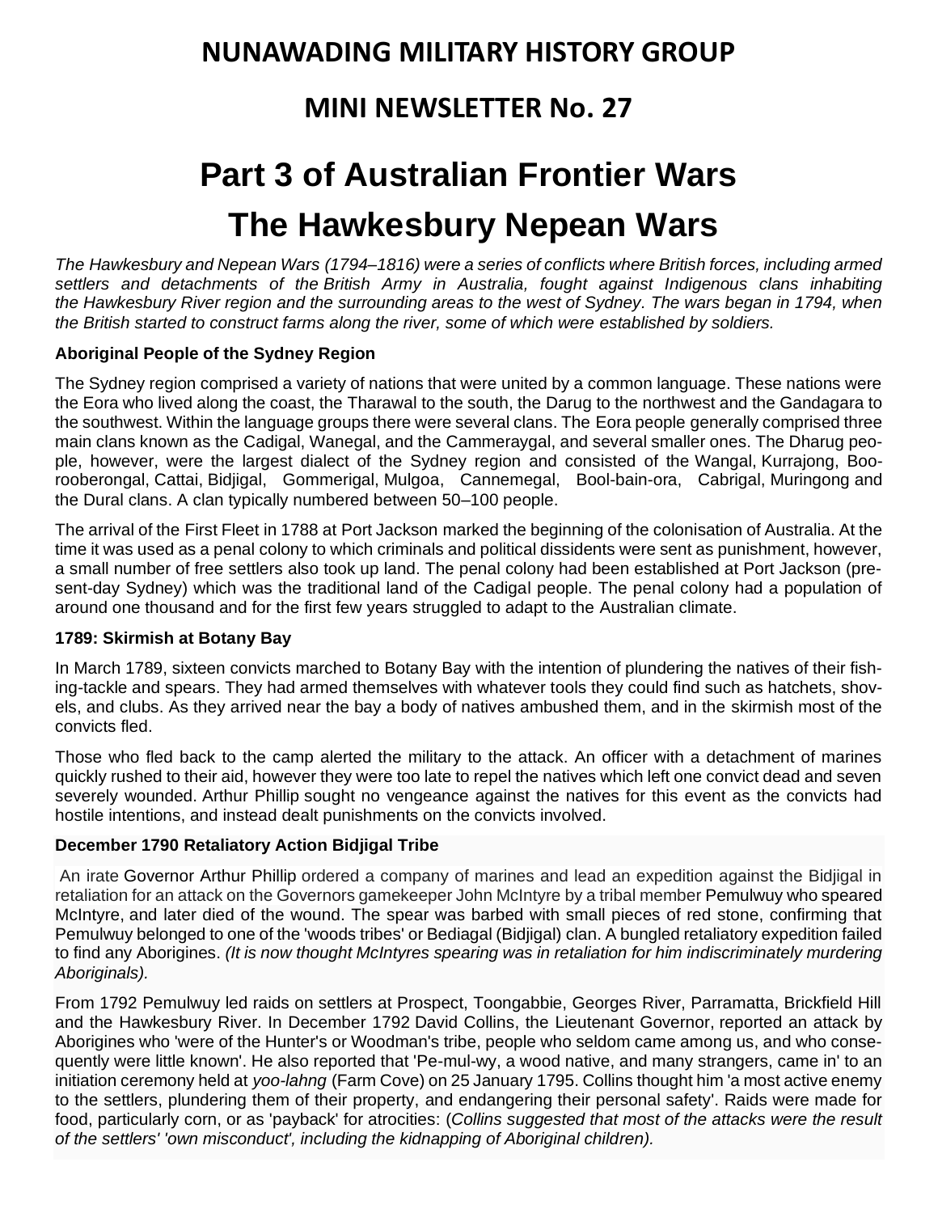# NUNAWADING MILITARY HISTORY GROUP

## MINI NEWSLETTER No. 27

# Part 3 of Australian Frontier Wars

# The Hawkesbury Nepean Wars

*The Hawkesbury and Nepean Wars (1794–1816) were a series of conflicts where British forces, including armed settlers and detachments of the British Army in Australia, fought against Indigenous clans inhabiting the Hawkesbury River region and the surrounding areas to the west of Sydney. The wars began in 1794, when the British started to construct farms along the river, some of which were established by soldiers.*

### Aboriginal People of the Sydney Region

The Sydney region comprised a variety of nations that were united by a common language. These nations were the Eora who lived along the coast, the Tharawal to the south, the Darug to the northwest and the Gandagara to the southwest. Within the language groups there were several clans. The Eora people generally comprised three main clans known as the Cadigal, Wanegal, and the Cammeraygal, and several smaller ones. The Dharug people, however, were the largest dialect of the Sydney region and consisted of the Wangal, Kurrajong, Boorooberongal, Cattai, Bidjigal, Gommerigal, Mulgoa, Cannemegal, Bool-bain-ora, Cabrigal, Muringong and the Dural clans. A clan typically numbered between 50–100 people.

The arrival of the First Fleet in 1788 at Port Jackson marked the beginning of the colonisation of Australia. At the time it was used as a penal colony to which criminals and political dissidents were sent as punishment, however, a small number of free settlers also took up land. The penal colony had been established at Port Jackson (present-day Sydney) which was the traditional land of the Cadigal people. The penal colony had a population of around one thousand and for the first few years struggled to adapt to the Australian climate.

### 1789: Skirmish at Botany Bay

In March 1789, sixteen convicts marched to Botany Bay with the intention of plundering the natives of their fishing-tackle and spears. They had armed themselves with whatever tools they could find such as hatchets, shovels, and clubs. As they arrived near the bay a body of natives ambushed them, and in the skirmish most of the convicts fled.

Those who fled back to the camp alerted the military to the attack. An officer with a detachment of marines quickly rushed to their aid, however they were too late to repel the natives which left one convict dead and seven severely wounded. Arthur Phillip sought no vengeance against the natives for this event as the convicts had hostile intentions, and instead dealt punishments on the convicts involved.

### December 1790 Retaliatory Action Bidjigal Tribe

An irate Governor Arthur Phillip ordered a company of marines and lead an expedition against the Bidjigal in retaliation for an attack on the Governors gamekeeper John McIntyre by a tribal member Pemulwuy who speared McIntyre, and later died of the wound. The spear was barbed with small pieces of red stone, confirming that Pemulwuy belonged to one of the 'woods tribes' or Bediagal (Bidjigal) clan. A bungled retaliatory expedition failed to find any Aborigines. *(It is now thought McIntyres spearing was in retaliation for him indiscriminately murdering Aboriginals).*

From 1792 Pemulwuy led raids on settlers at Prospect, Toongabbie, Georges River, Parramatta, Brickfield Hill and the Hawkesbury River. In December 1792 David Collins, the Lieutenant Governor, reported an attack by Aborigines who 'were of the Hunter's or Woodman's tribe, people who seldom came among us, and who consequently were little known'. He also reported that 'Pe-mul-wy, a wood native, and many strangers, came in' to an initiation ceremony held at *yoo-lahng* (Farm Cove) on 25 January 1795. Collins thought him 'a most active enemy to the settlers, plundering them of their property, and endangering their personal safety'. Raids were made for food, particularly corn, or as 'payback' for atrocities: (*Collins suggested that most of the attacks were the result of the settlers' 'own misconduct', including the kidnapping of Aboriginal children).*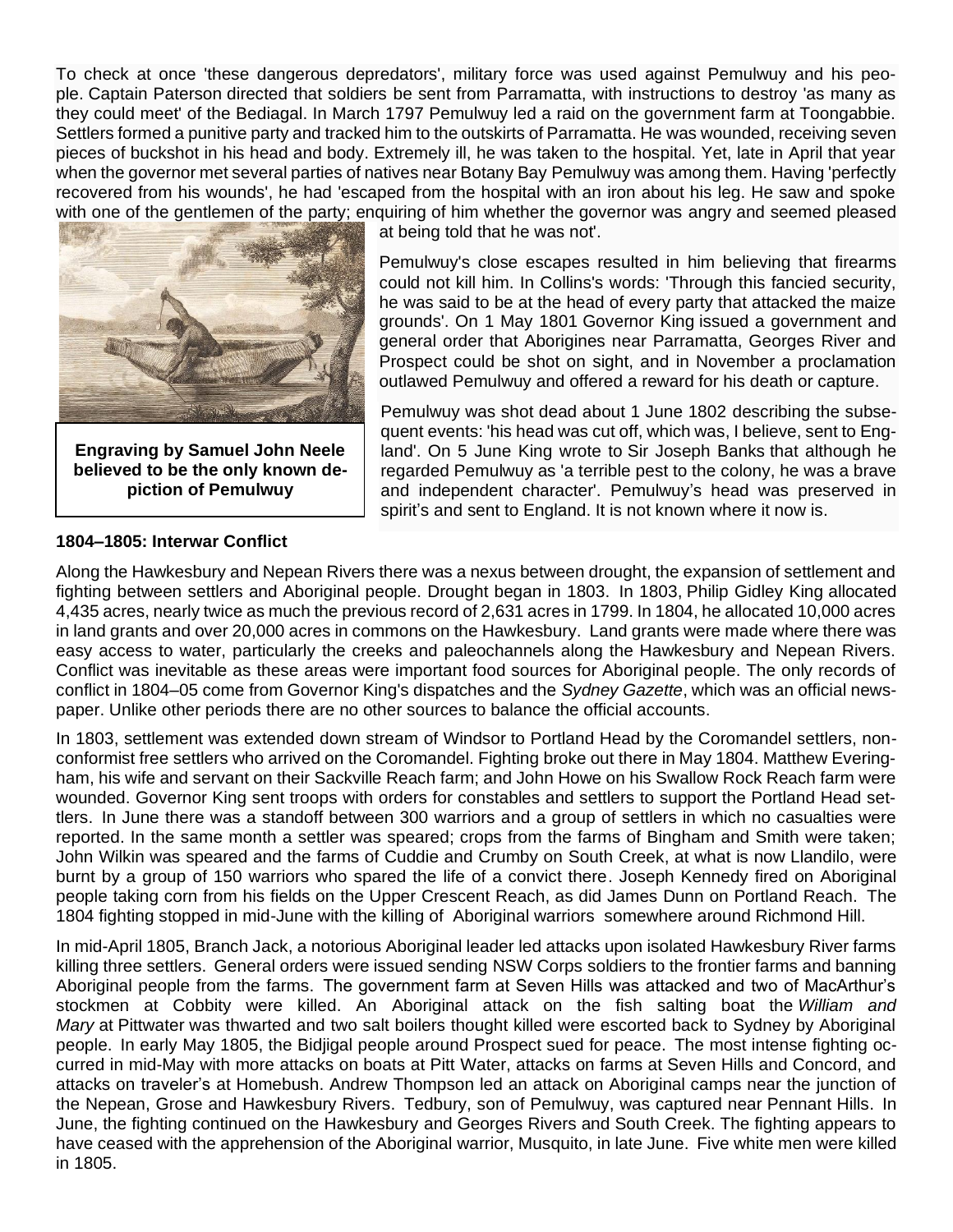To check at once 'these dangerous depredators', military force was used against Pemulwuy and his people. Captain Paterson directed that soldiers be sent from Parramatta, with instructions to destroy 'as many as they could meet' of the Bediagal. In March 1797 Pemulwuy led a raid on the government farm at Toongabbie. Settlers formed a punitive party and tracked him to the outskirts of Parramatta. He was wounded, receiving seven pieces of buckshot in his head and body. Extremely ill, he was taken to the hospital. Yet, late in April that year when the governor met several parties of natives near Botany Bay Pemulwuy was among them. Having 'perfectly recovered from his wounds', he had 'escaped from the hospital with an iron about his leg. He saw and spoke with one of the gentlemen of the party; enquiring of him whether the governor was angry and seemed pleased at being told that he was not'.

**Engraving by Samuel John Neele believed to be the only known depiction of Pemulwuy**

Pemulwuy's close escapes resulted in him believing that firearms could not kill him. In Collins's words: 'Through this fancied security, he was said to be at the head of every party that attacked the maize grounds'. On 1 May 1801 Governor King issued a government and general order that Aborigines near Parramatta, Georges River and Prospect could be shot on sight, and in November a proclamation outlawed Pemulwuy and offered a reward for his death or capture.

Pemulwuy was shot dead about 1 June 1802 describing the subsequent events: 'his head was cut off, which was, I believe, sent to England'. On 5 June King wrote to Sir Joseph Banks that although he regarded Pemulwuy as 'a terrible pest to the colony, he was a brave and independent character'. Pemulwuy's head was preserved in spirit's and sent to England. It is not known where it now is.

**1804–1805: Interwar Conflict**

Along the Hawkesbury and Nepean Rivers there was a nexus between drought, the expansion of settlement and fighting between settlers and Aboriginal people. Drought began in 1803. In 1803, Philip Gidley King allocated 4,435 acres, nearly twice as much the previous record of 2,631 acres in 1799. In 1804, he allocated 10,000 acres in land grants and over 20,000 acres in commons on the Hawkesbury. Land grants were made where there was easy access to water, particularly the creeks and paleochannels along the Hawkesbury and Nepean Rivers. Conflict was inevitable as these areas were important food sources for Aboriginal people. The only records of conflict in 1804–05 come from Governor King's dispatches and the *Sydney Gazette*, which was an official newspaper. Unlike other periods there are no other sources to balance the official accounts.

In 1803, settlement was extended down stream of Windsor to Portland Head by the Coromandel settlers, nonconformist free settlers who arrived on the Coromandel. Fighting broke out there in May 1804. Matthew Everingham, his wife and servant on their Sackville Reach farm; and John Howe on his Swallow Rock Reach farm were wounded. Governor King sent troops with orders for constables and settlers to support the Portland Head settlers. In June there was a standoff between 300 warriors and a group of settlers in which no casualties were reported. In the same month a settler was speared; crops from the farms of Bingham and Smith were taken; John Wilkin was speared and the farms of Cuddie and Crumby on South Creek, at what is now Llandilo, were burnt by a group of 150 warriors who spared the life of a convict there. Joseph Kennedy fired on Aboriginal people taking corn from his fields on the Upper Crescent Reach, as did James Dunn on Portland Reach. The 1804 fighting stopped in mid-June with the killing of Aboriginal warriors somewhere around Richmond Hill.

In mid-April 1805, Branch Jack, a notorious Aboriginal leader led attacks upon isolated Hawkesbury River farms killing three settlers. General orders were issued sending NSW Corps soldiers to the frontier farms and banning Aboriginal people from the farms. The government farm at Seven Hills was attacked and two of MacArthur's stockmen at Cobbity were killed. An Aboriginal attack on the fish salting boat the *William and Mary* at Pittwater was thwarted and two salt boilers thought killed were escorted back to Sydney by Aboriginal people. In early May 1805, the Bidjigal people around Prospect sued for peace. The most intense fighting occurred in mid-May with more attacks on boats at Pitt Water, attacks on farms at Seven Hills and Concord, and attacks on traveler's at Homebush. Andrew Thompson led an attack on Aboriginal camps near the junction of the Nepean, Grose and Hawkesbury Rivers. Tedbury, son of Pemulwuy, was captured near Pennant Hills. In June, the fighting continued on the Hawkesbury and Georges Rivers and South Creek. The fighting appears to have ceased with the apprehension of the Aboriginal warrior, Musquito, in late June. Five white men were killed in 1805.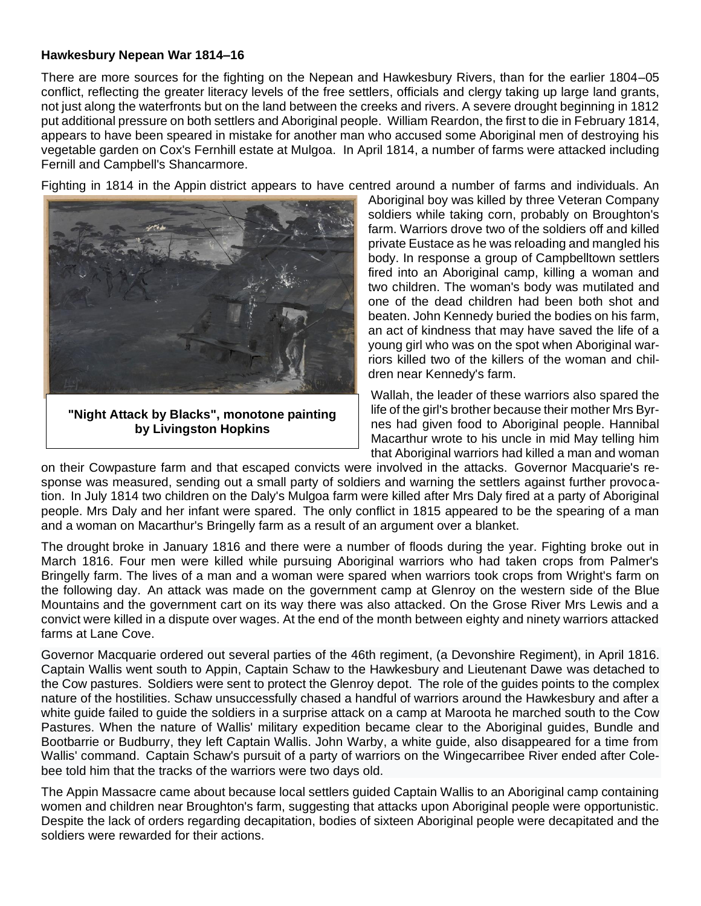**Hawkesbury Nepean War 1814–16**

There are more sources for the fighting on the Nepean and Hawkesbury Rivers, than for the earlier 1804–05 conflict, reflecting the greater literacy levels of the free settlers, officials and clergy taking up large land grants, not just along the waterfronts but on the land between the creeks and rivers. A severe drought beginning in 1812 put additional pressure on both settlers and Aboriginal people. William Reardon, the first to die in February 1814, appears to have been speared in mistake for another man who accused some Aboriginal men of destroying his vegetable garden on Cox's Fernhill estate at Mulgoa. In April 1814, a number of farms were attacked including Fernill and Campbell's Shancarmore.

Fighting in 1814 in the Appin district appears to have centred around a number of farms and individuals. An Aboriginal boy was killed by three Veteran Company soldiers while taking corn, probably on Broughton's farm. Warriors drove two of the soldiers off and killed private Eustace as he was reloading and mangled his body. In response a group of Campbelltown settlers fired into an Aboriginal camp, killing a woman and two children. The woman's body was mutilated and one of the dead children had been both shot and beaten. John Kennedy buried the bodies on his farm, an act of kindness that may have saved the life of a young girl who was on the spot when Aboriginal warriors killed two of the killers of the woman and children near Kennedy's farm.

**"Night Attack by Blacks", monotone painting by Livingston Hopkins**

Wallah, the leader of these warriors also spared the life of the girl's brother because their mother Mrs Byrnes had given food to Aboriginal people. Hannibal Macarthur wrote to his uncle in mid May telling him that Aboriginal warriors had killed a man and woman on their Cowpasture farm and that escaped convicts were involved in the attacks. Governor Macquarie's response was measured, sending out a small party of soldiers and warning the settlers against further provocation. In July 1814 two children on the Daly's Mulgoa farm were killed after Mrs Daly fired at a party of Aboriginal people. Mrs Daly and her infant were spared. The only conflict in 1815 appeared to be the spearing of a man and a woman on Macarthur's Bringelly farm as a result of an argument over a blanket.

The drought broke in January 1816 and there were a number of floods during the year. Fighting broke out in March 1816. Four men were killed while pursuing Aboriginal warriors who had taken crops from Palmer's Bringelly farm. The lives of a man and a woman were spared when warriors took crops from Wright's farm on the following day. An attack was made on the government camp at Glenroy on the western side of the Blue Mountains and the government cart on its way there was also attacked. On the Grose River Mrs Lewis and a convict were killed in a dispute over wages. At the end of the month between eighty and ninety warriors attacked farms at Lane Cove.

Governor Macquarie ordered out several parties of the 46th regiment, (a Devonshire Regiment), in April 1816. Captain Wallis went south to Appin, Captain Schaw to the Hawkesbury and Lieutenant Dawe was detached to the Cow pastures. Soldiers were sent to protect the Glenroy depot. The role of the guides points to the complex nature of the hostilities. Schaw unsuccessfully chased a handful of warriors around the Hawkesbury and after a white guide failed to guide the soldiers in a surprise attack on a camp at Maroota he marched south to the Cow Pastures. When the nature of Wallis' military expedition became clear to the Aboriginal guides, Bundle and Bootbarrie or Budburry, they left Captain Wallis. John Warby, a white guide, also disappeared for a time from Wallis' command. Captain Schaw's pursuit of a party of warriors on the Wingecarribee River ended after Colebee told him that the tracks of the warriors were two days old.

The Appin Massacre came about because local settlers guided Captain Wallis to an Aboriginal camp containing women and children near Broughton's farm, suggesting that attacks upon Aboriginal people were opportunistic. Despite the lack of orders regarding decapitation, bodies of sixteen Aboriginal people were decapitated and the soldiers were rewarded for their actions.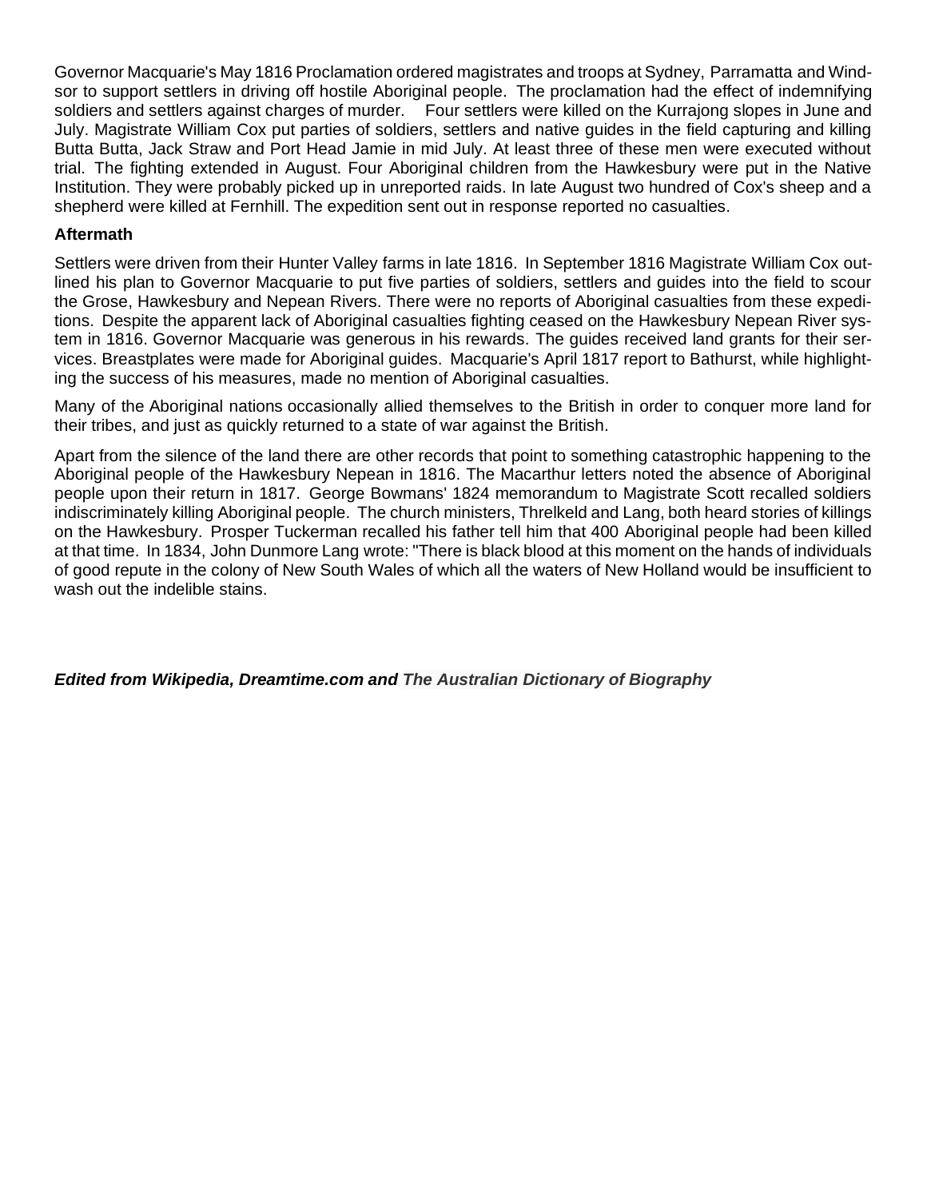Governor Macquarie's May 1816 Proclamation ordered magistrates and troops at Sydney, Parramatta and Windsor to support settlers in driving off hostile Aboriginal people. The proclamation had the effect of indemnifying soldiers and settlers against charges of murder. Four settlers were killed on the Kurrajong slopes in June and July. Magistrate William Cox put parties of soldiers, settlers and native guides in the field capturing and killing Butta Butta, Jack Straw and Port Head Jamie in mid July. At least three of these men were executed without trial. The fighting extended in August. Four Aboriginal children from the Hawkesbury were put in the Native Institution. They were probably picked up in unreported raids. In late August two hundred of Cox's sheep and a shepherd were killed at Fernhill. The expedition sent out in response reported no casualties.

**Aftermath**

Settlers were driven from their Hunter Valley farms in late 1816. In September 1816 Magistrate William Cox outlined his plan to Governor Macquarie to put five parties of soldiers, settlers and guides into the field to scour the Grose, Hawkesbury and Nepean Rivers. There were no reports of Aboriginal casualties from these expeditions. Despite the apparent lack of Aboriginal casualties fighting ceased on the Hawkesbury Nepean River system in 1816. Governor Macquarie was generous in his rewards. The guides received land grants for their services. Breastplates were made for Aboriginal guides. Macquarie's April 1817 report to Bathurst, while highlighting the success of his measures, made no mention of Aboriginal casualties.

Many of the Aboriginal nations occasionally allied themselves to the British in order to conquer more land for their tribes, and just as quickly returned to a state of war against the British.

Apart from the silence of the land there are other records that point to something catastrophic happening to the Aboriginal people of the Hawkesbury Nepean in 1816. The Macarthur letters noted the absence of Aboriginal people upon their return in 1817. George Bowmans' 1824 memorandum to Magistrate Scott recalled soldiers indiscriminately killing Aboriginal people. The church ministers, Threlkeld and Lang, both heard stories of killings on the Hawkesbury. Prosper Tuckerman recalled his father tell him that 400 Aboriginal people had been killed at that time. In 1834, John Dunmore Lang wrote: "There is black blood at this moment on the hands of individuals of good repute in the colony of New South Wales of which all the waters of New Holland would be insufficient to wash out the indelible stains.

***Edited from Wikipedia, Dreamtime.com and The Australian Dictionary of Biography***